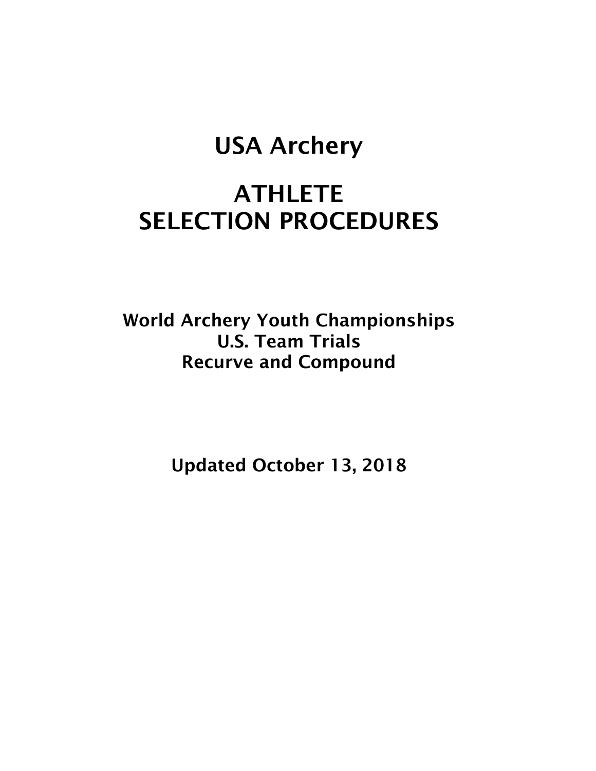# USA Archery

# ATHLETE SELECTION PROCEDURES

**World Archery Youth Championships**
**U.S. Team Trials**
**Recurve and Compound**

**Updated October 13, 2018**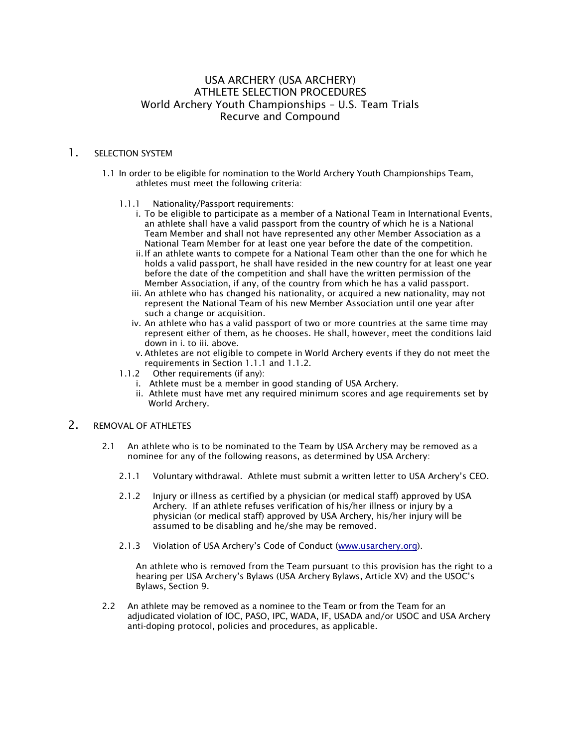# USA ARCHERY (USA ARCHERY)
# ATHLETE SELECTION PROCEDURES
# World Archery Youth Championships – U.S. Team Trials
# Recurve and Compound

## 1. SELECTION SYSTEM

1.1 In order to be eligible for nomination to the World Archery Youth Championships Team, athletes must meet the following criteria:

1.1.1 Nationality/Passport requirements:

i. To be eligible to participate as a member of a National Team in International Events, an athlete shall have a valid passport from the country of which he is a National Team Member and shall not have represented any other Member Association as a National Team Member for at least one year before the date of the competition.

ii. If an athlete wants to compete for a National Team other than the one for which he holds a valid passport, he shall have resided in the new country for at least one year before the date of the competition and shall have the written permission of the Member Association, if any, of the country from which he has a valid passport.

iii. An athlete who has changed his nationality, or acquired a new nationality, may not represent the National Team of his new Member Association until one year after such a change or acquisition.

iv. An athlete who has a valid passport of two or more countries at the same time may represent either of them, as he chooses. He shall, however, meet the conditions laid down in i. to iii. above.

v. Athletes are not eligible to compete in World Archery events if they do not meet the requirements in Section 1.1.1 and 1.1.2.

1.1.2 Other requirements (if any):

i. Athlete must be a member in good standing of USA Archery.

ii. Athlete must have met any required minimum scores and age requirements set by World Archery.

## 2. REMOVAL OF ATHLETES

2.1 An athlete who is to be nominated to the Team by USA Archery may be removed as a nominee for any of the following reasons, as determined by USA Archery:

2.1.1 Voluntary withdrawal. Athlete must submit a written letter to USA Archery's CEO.

2.1.2 Injury or illness as certified by a physician (or medical staff) approved by USA Archery. If an athlete refuses verification of his/her illness or injury by a physician (or medical staff) approved by USA Archery, his/her injury will be assumed to be disabling and he/she may be removed.

2.1.3 Violation of USA Archery's Code of Conduct (www.usarchery.org).

An athlete who is removed from the Team pursuant to this provision has the right to a hearing per USA Archery's Bylaws (USA Archery Bylaws, Article XV) and the USOC's Bylaws, Section 9.

2.2 An athlete may be removed as a nominee to the Team or from the Team for an adjudicated violation of IOC, PASO, IPC, WADA, IF, USADA and/or USOC and USA Archery anti-doping protocol, policies and procedures, as applicable.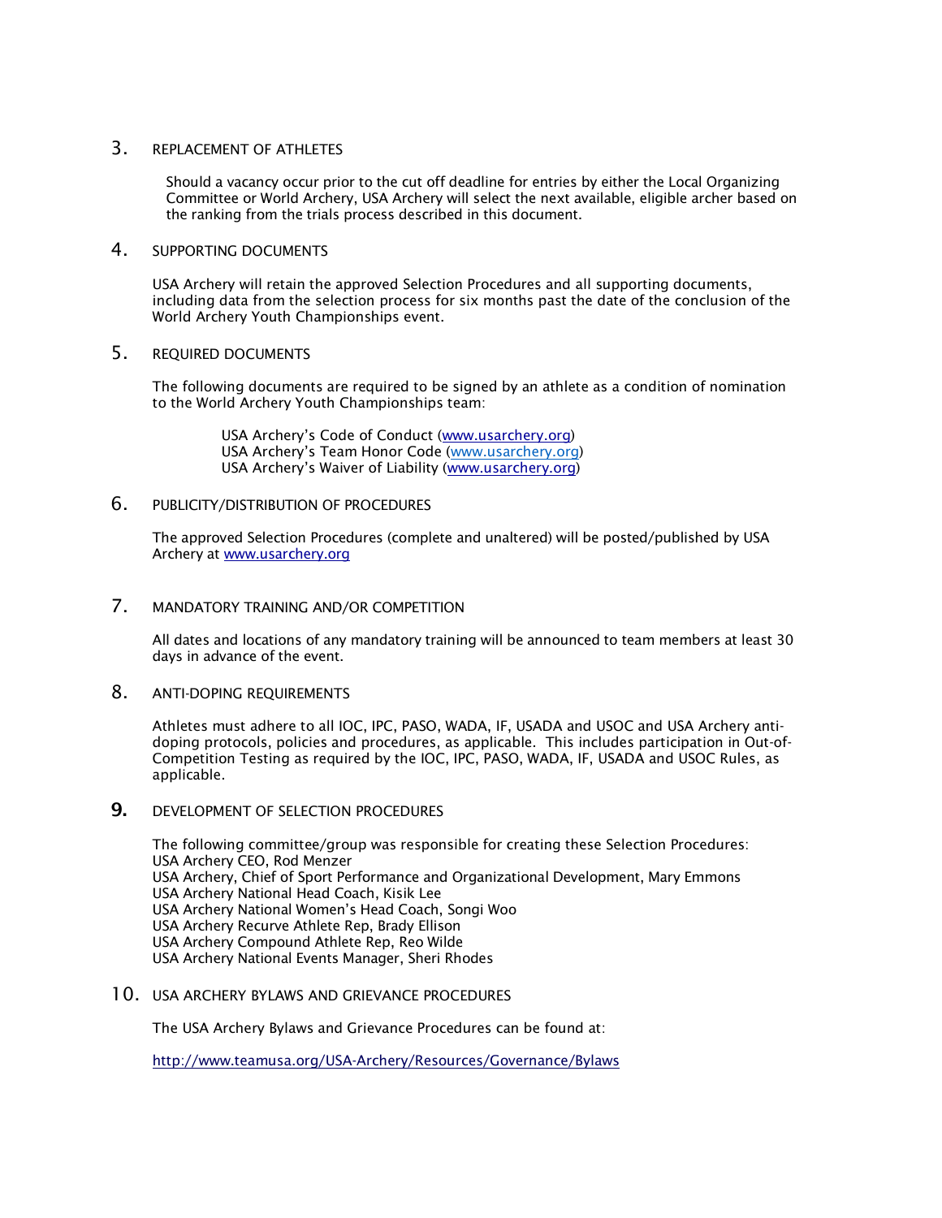## 3. REPLACEMENT OF ATHLETES

Should a vacancy occur prior to the cut off deadline for entries by either the Local Organizing Committee or World Archery, USA Archery will select the next available, eligible archer based on the ranking from the trials process described in this document.

## 4. SUPPORTING DOCUMENTS

USA Archery will retain the approved Selection Procedures and all supporting documents, including data from the selection process for six months past the date of the conclusion of the World Archery Youth Championships event.

## 5. REQUIRED DOCUMENTS

The following documents are required to be signed by an athlete as a condition of nomination to the World Archery Youth Championships team:

USA Archery's Code of Conduct (www.usarchery.org)
USA Archery's Team Honor Code (www.usarchery.org)
USA Archery's Waiver of Liability (www.usarchery.org)

## 6. PUBLICITY/DISTRIBUTION OF PROCEDURES

The approved Selection Procedures (complete and unaltered) will be posted/published by USA Archery at www.usarchery.org

## 7. MANDATORY TRAINING AND/OR COMPETITION

All dates and locations of any mandatory training will be announced to team members at least 30 days in advance of the event.

## 8. ANTI-DOPING REQUIREMENTS

Athletes must adhere to all IOC, IPC, PASO, WADA, IF, USADA and USOC and USA Archery anti-doping protocols, policies and procedures, as applicable. This includes participation in Out-of-Competition Testing as required by the IOC, IPC, PASO, WADA, IF, USADA and USOC Rules, as applicable.

## 9. DEVELOPMENT OF SELECTION PROCEDURES

The following committee/group was responsible for creating these Selection Procedures:
USA Archery CEO, Rod Menzer
USA Archery, Chief of Sport Performance and Organizational Development, Mary Emmons
USA Archery National Head Coach, Kisik Lee
USA Archery National Women's Head Coach, Songi Woo
USA Archery Recurve Athlete Rep, Brady Ellison
USA Archery Compound Athlete Rep, Reo Wilde
USA Archery National Events Manager, Sheri Rhodes

## 10. USA ARCHERY BYLAWS AND GRIEVANCE PROCEDURES

The USA Archery Bylaws and Grievance Procedures can be found at:

http://www.teamusa.org/USA-Archery/Resources/Governance/Bylaws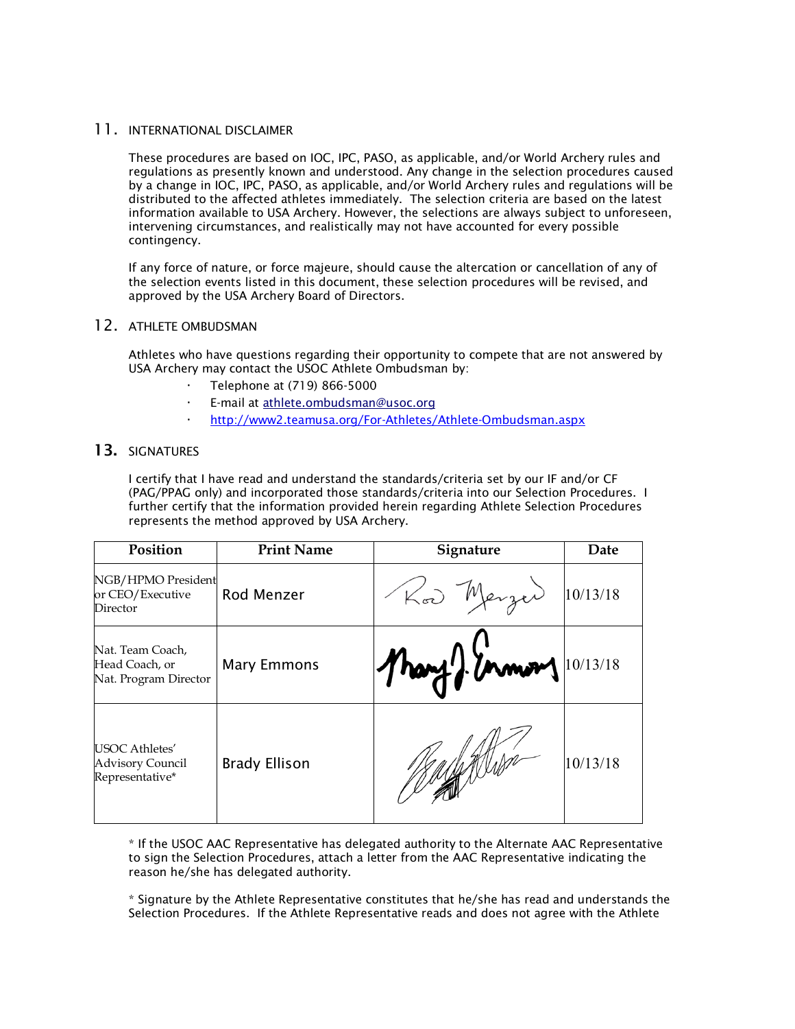## 11. INTERNATIONAL DISCLAIMER

These procedures are based on IOC, IPC, PASO, as applicable, and/or World Archery rules and regulations as presently known and understood. Any change in the selection procedures caused by a change in IOC, IPC, PASO, as applicable, and/or World Archery rules and regulations will be distributed to the affected athletes immediately. The selection criteria are based on the latest information available to USA Archery. However, the selections are always subject to unforeseen, intervening circumstances, and realistically may not have accounted for every possible contingency.

If any force of nature, or force majeure, should cause the altercation or cancellation of any of the selection events listed in this document, these selection procedures will be revised, and approved by the USA Archery Board of Directors.

## 12. ATHLETE OMBUDSMAN

Athletes who have questions regarding their opportunity to compete that are not answered by USA Archery may contact the USOC Athlete Ombudsman by:

- Telephone at (719) 866-5000
- E-mail at athlete.ombudsman@usoc.org
- http://www2.teamusa.org/For-Athletes/Athlete-Ombudsman.aspx

## 13. SIGNATURES

I certify that I have read and understand the standards/criteria set by our IF and/or CF (PAG/PPAG only) and incorporated those standards/criteria into our Selection Procedures. I further certify that the information provided herein regarding Athlete Selection Procedures represents the method approved by USA Archery.

| Position | Print Name | Signature | Date |
|---|---|---|---|
| NGB/HPMO President or CEO/Executive Director | Rod Menzer | Rod Menzer | 10/13/18 |
| Nat. Team Coach, Head Coach, or Nat. Program Director | Mary Emmons | Mary J. Emmons | 10/13/18 |
| USOC Athletes' Advisory Council Representative* | Brady Ellison | Brady Ellison | 10/13/18 |

\* If the USOC AAC Representative has delegated authority to the Alternate AAC Representative to sign the Selection Procedures, attach a letter from the AAC Representative indicating the reason he/she has delegated authority.

\* Signature by the Athlete Representative constitutes that he/she has read and understands the Selection Procedures. If the Athlete Representative reads and does not agree with the Athlete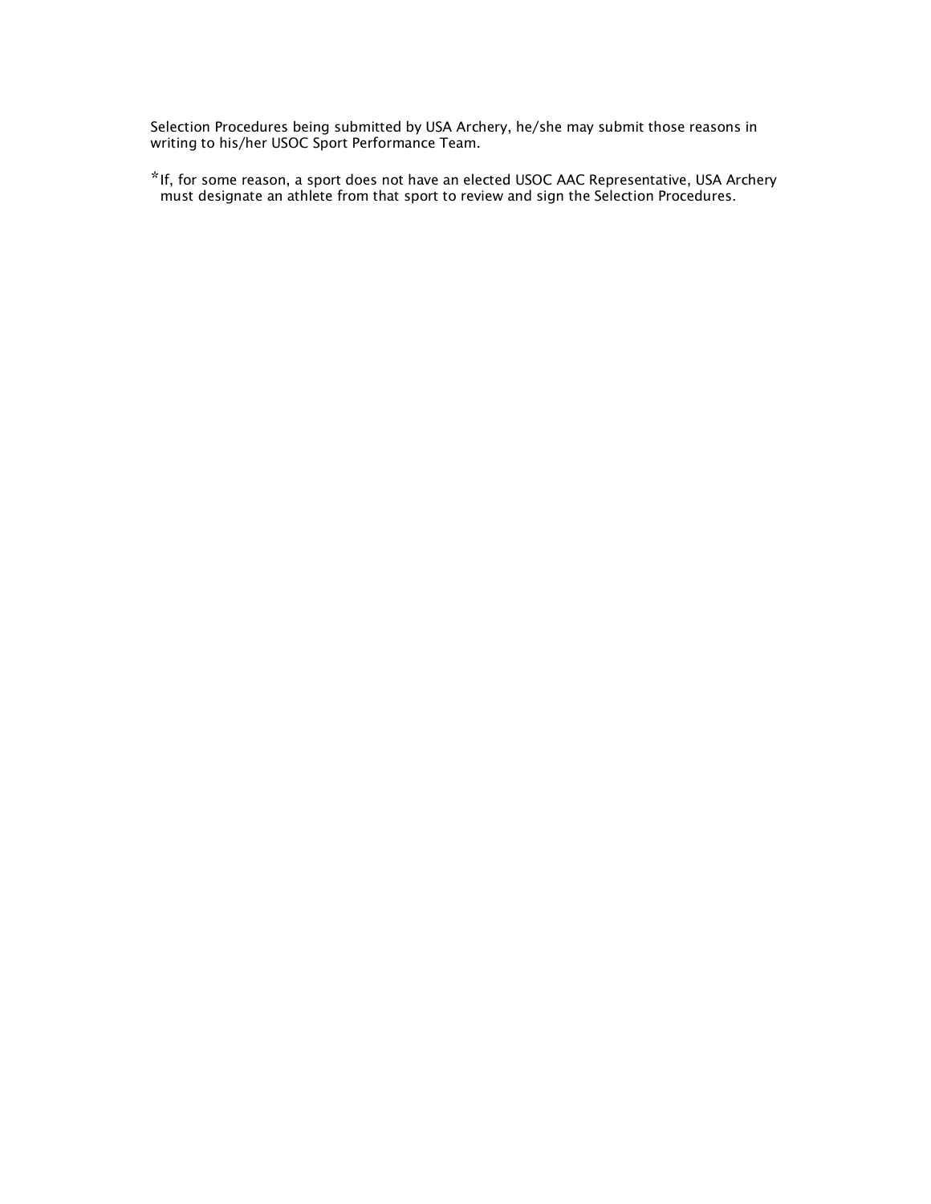Selection Procedures being submitted by USA Archery, he/she may submit those reasons in writing to his/her USOC Sport Performance Team.

*If, for some reason, a sport does not have an elected USOC AAC Representative, USA Archery must designate an athlete from that sport to review and sign the Selection Procedures.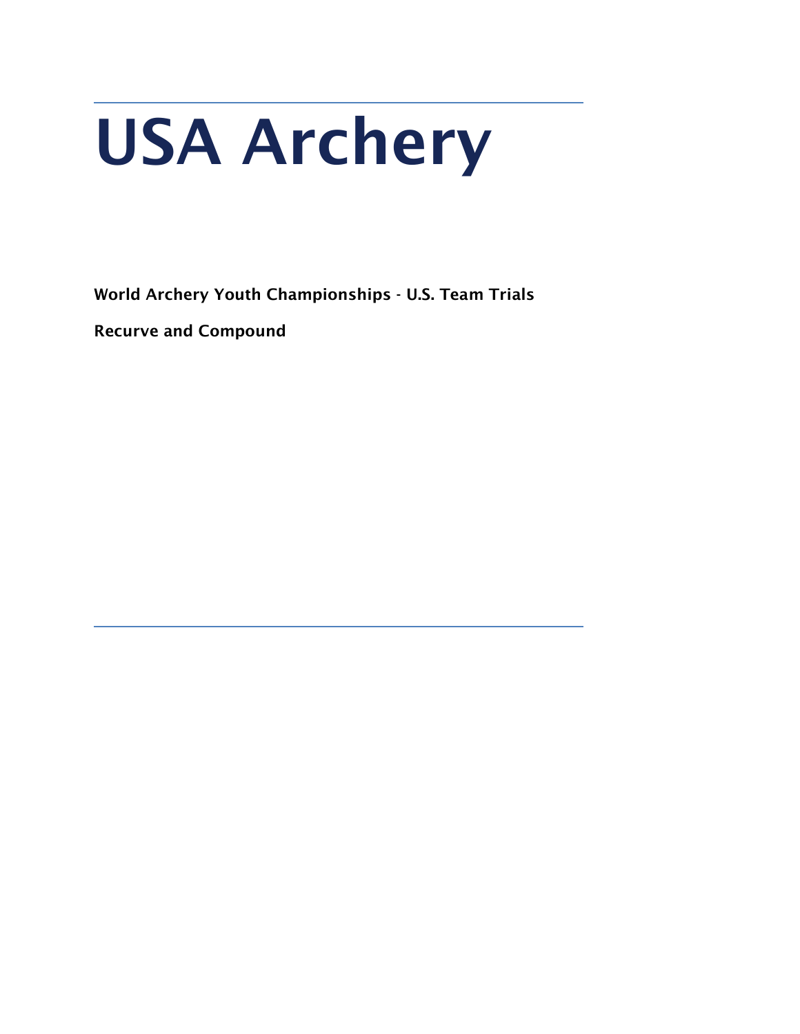# USA Archery

**World Archery Youth Championships - U.S. Team Trials**

**Recurve and Compound**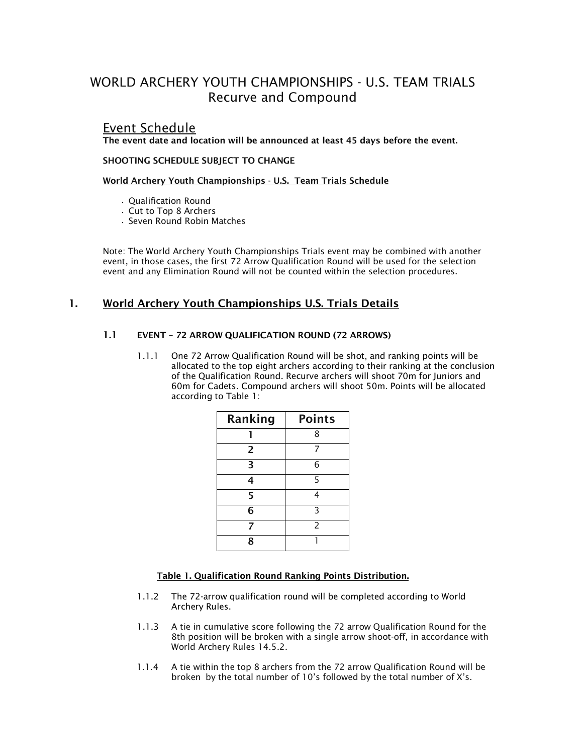# WORLD ARCHERY YOUTH CHAMPIONSHIPS - U.S. TEAM TRIALS
## Recurve and Compound

## Event Schedule

**The event date and location will be announced at least 45 days before the event.**

**SHOOTING SCHEDULE SUBJECT TO CHANGE**

**World Archery Youth Championships - U.S. Team Trials Schedule**

- Qualification Round
- Cut to Top 8 Archers
- Seven Round Robin Matches

Note: The World Archery Youth Championships Trials event may be combined with another event, in those cases, the first 72 Arrow Qualification Round will be used for the selection event and any Elimination Round will not be counted within the selection procedures.

## 1. World Archery Youth Championships U.S. Trials Details

### 1.1 EVENT – 72 ARROW QUALIFICATION ROUND (72 ARROWS)

1.1.1 One 72 Arrow Qualification Round will be shot, and ranking points will be allocated to the top eight archers according to their ranking at the conclusion of the Qualification Round. Recurve archers will shoot 70m for Juniors and 60m for Cadets. Compound archers will shoot 50m. Points will be allocated according to Table 1:

| Ranking | Points |
|---|---|
| 1 | 8 |
| 2 | 7 |
| 3 | 6 |
| 4 | 5 |
| 5 | 4 |
| 6 | 3 |
| 7 | 2 |
| 8 | 1 |

**Table 1. Qualification Round Ranking Points Distribution.**

1.1.2 The 72-arrow qualification round will be completed according to World Archery Rules.

1.1.3 A tie in cumulative score following the 72 arrow Qualification Round for the 8th position will be broken with a single arrow shoot-off, in accordance with World Archery Rules 14.5.2.

1.1.4 A tie within the top 8 archers from the 72 arrow Qualification Round will be broken by the total number of 10's followed by the total number of X's.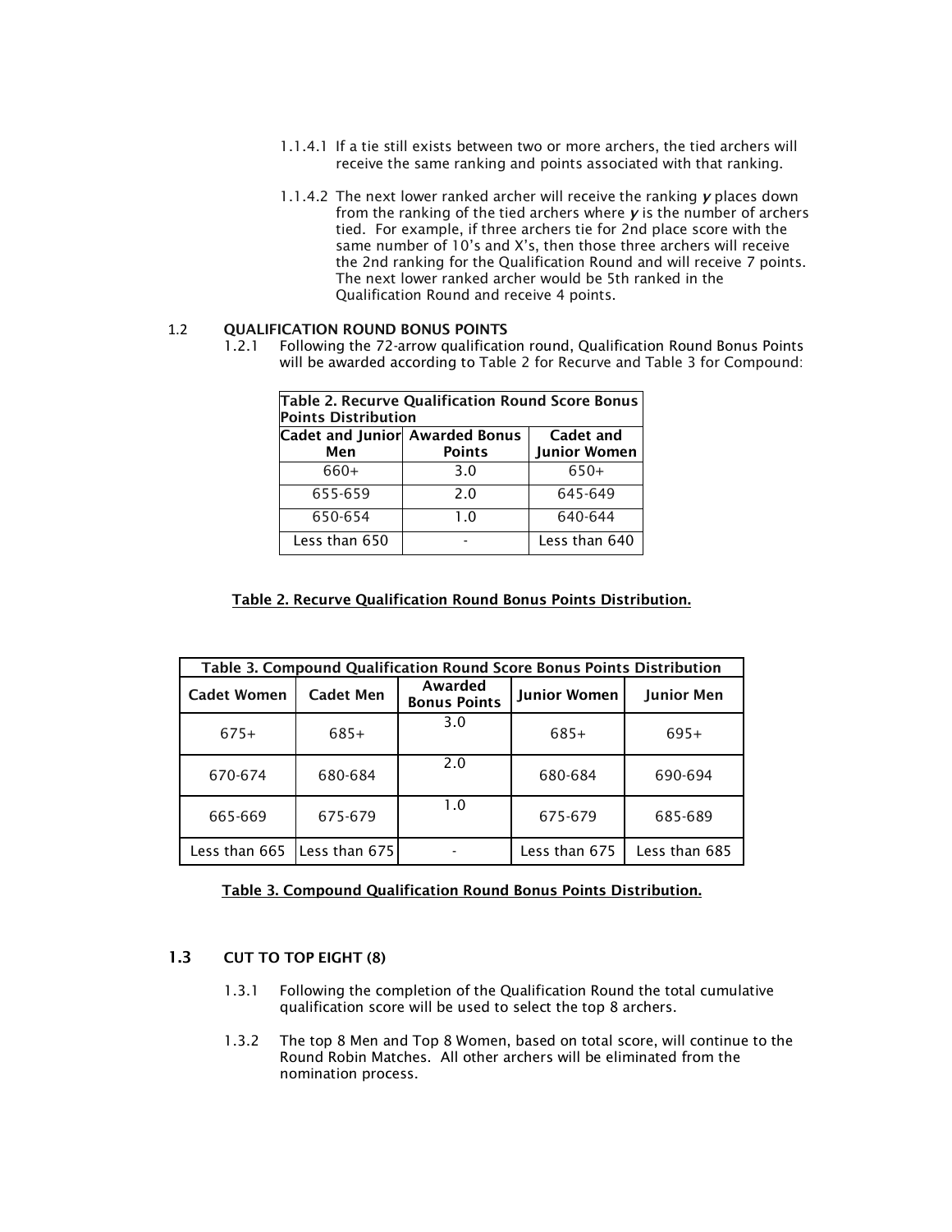1.1.4.1 If a tie still exists between two or more archers, the tied archers will receive the same ranking and points associated with that ranking.

1.1.4.2 The next lower ranked archer will receive the ranking ***y*** places down from the ranking of the tied archers where ***y*** is the number of archers tied. For example, if three archers tie for 2nd place score with the same number of 10's and X's, then those three archers will receive the 2nd ranking for the Qualification Round and will receive 7 points. The next lower ranked archer would be 5th ranked in the Qualification Round and receive 4 points.

## 1.2 QUALIFICATION ROUND BONUS POINTS

1.2.1 Following the 72-arrow qualification round, Qualification Round Bonus Points will be awarded according to Table 2 for Recurve and Table 3 for Compound:

| Table 2. Recurve Qualification Round Score Bonus Points Distribution | | |
|---|---|---|
| **Cadet and Junior Men** | **Awarded Bonus Points** | **Cadet and Junior Women** |
| 660+ | 3.0 | 650+ |
| 655-659 | 2.0 | 645-649 |
| 650-654 | 1.0 | 640-644 |
| Less than 650 | - | Less than 640 |

**Table 2. Recurve Qualification Round Bonus Points Distribution.**

| Table 3. Compound Qualification Round Score Bonus Points Distribution | | | | |
|---|---|---|---|---|
| **Cadet Women** | **Cadet Men** | **Awarded Bonus Points** | **Junior Women** | **Junior Men** |
| 675+ | 685+ | 3.0 | 685+ | 695+ |
| 670-674 | 680-684 | 2.0 | 680-684 | 690-694 |
| 665-669 | 675-679 | 1.0 | 675-679 | 685-689 |
| Less than 665 | Less than 675 | - | Less than 675 | Less than 685 |

**Table 3. Compound Qualification Round Bonus Points Distribution.**

## 1.3 CUT TO TOP EIGHT (8)

1.3.1 Following the completion of the Qualification Round the total cumulative qualification score will be used to select the top 8 archers.

1.3.2 The top 8 Men and Top 8 Women, based on total score, will continue to the Round Robin Matches. All other archers will be eliminated from the nomination process.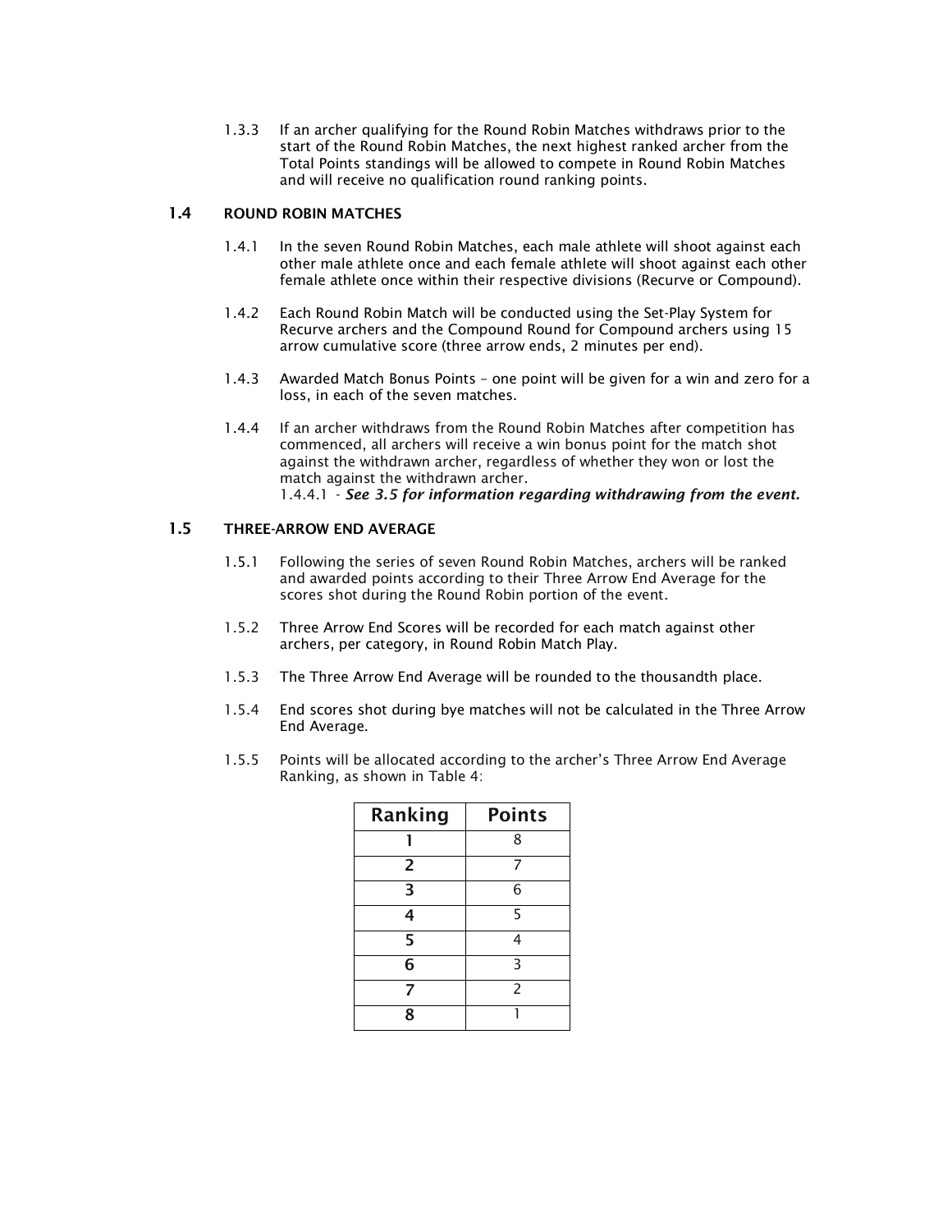1.3.3 If an archer qualifying for the Round Robin Matches withdraws prior to the start of the Round Robin Matches, the next highest ranked archer from the Total Points standings will be allowed to compete in Round Robin Matches and will receive no qualification round ranking points.

## 1.4 ROUND ROBIN MATCHES

1.4.1 In the seven Round Robin Matches, each male athlete will shoot against each other male athlete once and each female athlete will shoot against each other female athlete once within their respective divisions (Recurve or Compound).

1.4.2 Each Round Robin Match will be conducted using the Set-Play System for Recurve archers and the Compound Round for Compound archers using 15 arrow cumulative score (three arrow ends, 2 minutes per end).

1.4.3 Awarded Match Bonus Points – one point will be given for a win and zero for a loss, in each of the seven matches.

1.4.4 If an archer withdraws from the Round Robin Matches after competition has commenced, all archers will receive a win bonus point for the match shot against the withdrawn archer, regardless of whether they won or lost the match against the withdrawn archer.
1.4.4.1 - ***See 3.5 for information regarding withdrawing from the event.***

## 1.5 THREE-ARROW END AVERAGE

1.5.1 Following the series of seven Round Robin Matches, archers will be ranked and awarded points according to their Three Arrow End Average for the scores shot during the Round Robin portion of the event.

1.5.2 Three Arrow End Scores will be recorded for each match against other archers, per category, in Round Robin Match Play.

1.5.3 The Three Arrow End Average will be rounded to the thousandth place.

1.5.4 End scores shot during bye matches will not be calculated in the Three Arrow End Average.

1.5.5 Points will be allocated according to the archer's Three Arrow End Average Ranking, as shown in Table 4:

| Ranking | Points |
|---|---|
| 1 | 8 |
| 2 | 7 |
| 3 | 6 |
| 4 | 5 |
| 5 | 4 |
| 6 | 3 |
| 7 | 2 |
| 8 | 1 |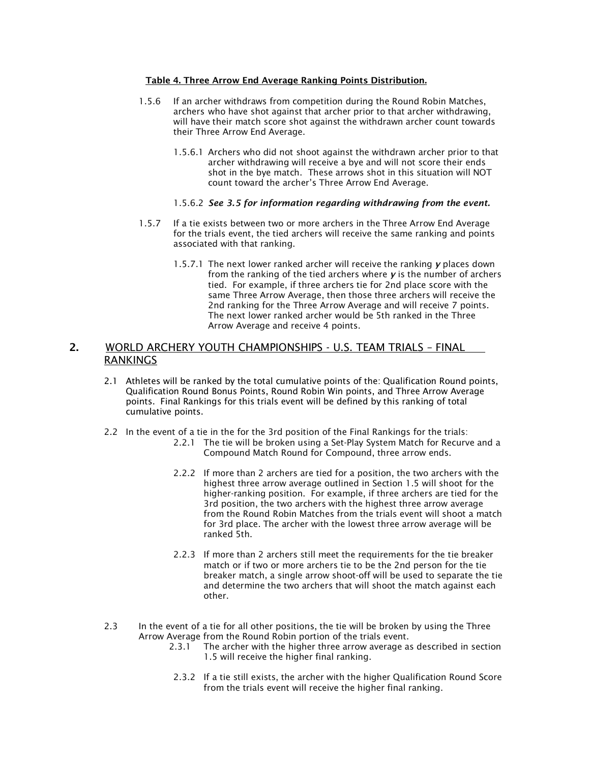**Table 4. Three Arrow End Average Ranking Points Distribution.**

1.5.6 If an archer withdraws from competition during the Round Robin Matches, archers who have shot against that archer prior to that archer withdrawing, will have their match score shot against the withdrawn archer count towards their Three Arrow End Average.

1.5.6.1 Archers who did not shoot against the withdrawn archer prior to that archer withdrawing will receive a bye and will not score their ends shot in the bye match. These arrows shot in this situation will NOT count toward the archer's Three Arrow End Average.

1.5.6.2 ***See 3.5 for information regarding withdrawing from the event.***

1.5.7 If a tie exists between two or more archers in the Three Arrow End Average for the trials event, the tied archers will receive the same ranking and points associated with that ranking.

1.5.7.1 The next lower ranked archer will receive the ranking ***y*** places down from the ranking of the tied archers where ***y*** is the number of archers tied. For example, if three archers tie for 2nd place score with the same Three Arrow Average, then those three archers will receive the 2nd ranking for the Three Arrow Average and will receive 7 points. The next lower ranked archer would be 5th ranked in the Three Arrow Average and receive 4 points.

## 2. WORLD ARCHERY YOUTH CHAMPIONSHIPS - U.S. TEAM TRIALS – FINAL RANKINGS

2.1 Athletes will be ranked by the total cumulative points of the: Qualification Round points, Qualification Round Bonus Points, Round Robin Win points, and Three Arrow Average points. Final Rankings for this trials event will be defined by this ranking of total cumulative points.

2.2 In the event of a tie in the for the 3rd position of the Final Rankings for the trials:

2.2.1 The tie will be broken using a Set-Play System Match for Recurve and a Compound Match Round for Compound, three arrow ends.

2.2.2 If more than 2 archers are tied for a position, the two archers with the highest three arrow average outlined in Section 1.5 will shoot for the higher-ranking position. For example, if three archers are tied for the 3rd position, the two archers with the highest three arrow average from the Round Robin Matches from the trials event will shoot a match for 3rd place. The archer with the lowest three arrow average will be ranked 5th.

2.2.3 If more than 2 archers still meet the requirements for the tie breaker match or if two or more archers tie to be the 2nd person for the tie breaker match, a single arrow shoot-off will be used to separate the tie and determine the two archers that will shoot the match against each other.

2.3 In the event of a tie for all other positions, the tie will be broken by using the Three Arrow Average from the Round Robin portion of the trials event.

2.3.1 The archer with the higher three arrow average as described in section 1.5 will receive the higher final ranking.

2.3.2 If a tie still exists, the archer with the higher Qualification Round Score from the trials event will receive the higher final ranking.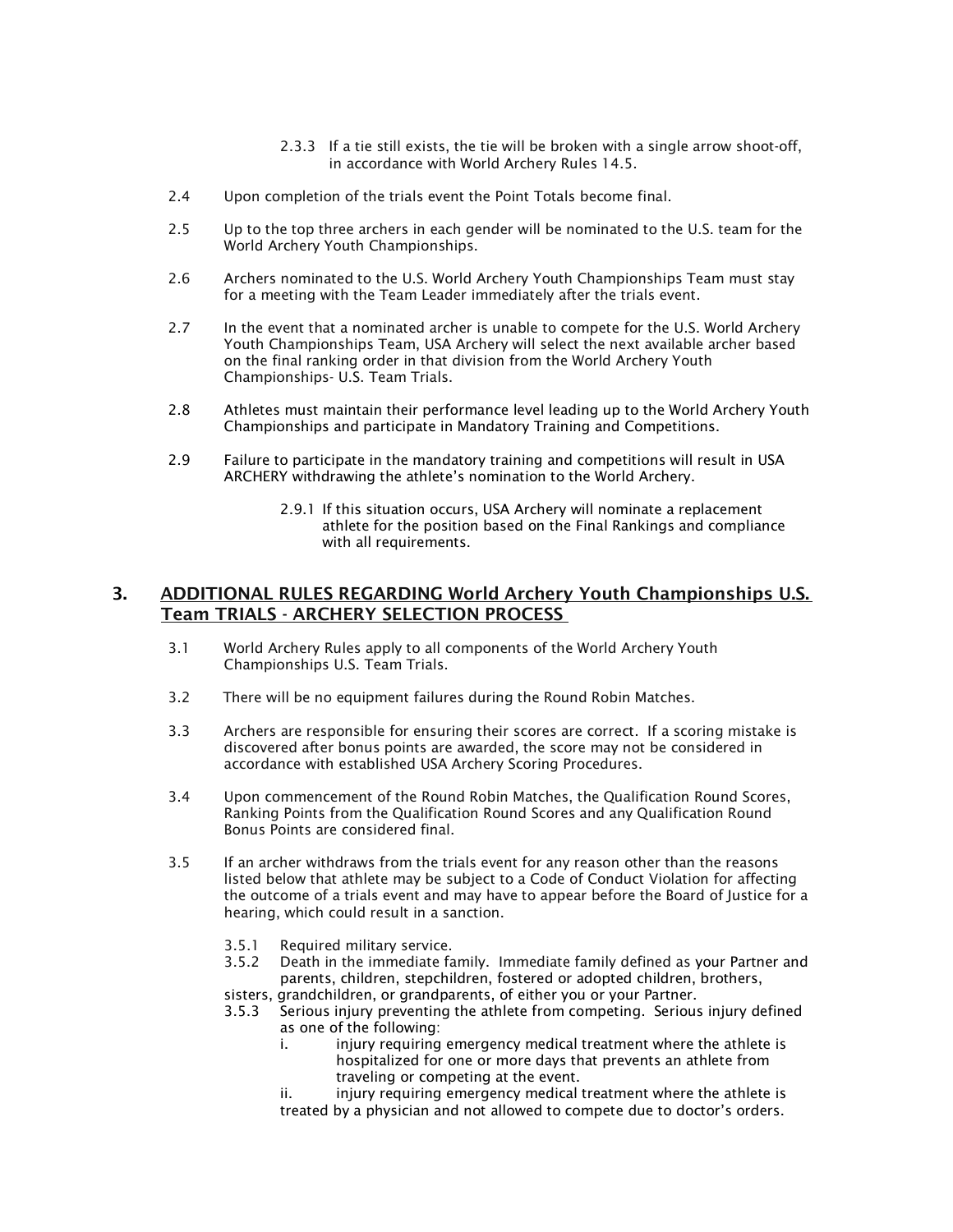2.3.3 If a tie still exists, the tie will be broken with a single arrow shoot-off, in accordance with World Archery Rules 14.5.

2.4 Upon completion of the trials event the Point Totals become final.

2.5 Up to the top three archers in each gender will be nominated to the U.S. team for the World Archery Youth Championships.

2.6 Archers nominated to the U.S. World Archery Youth Championships Team must stay for a meeting with the Team Leader immediately after the trials event.

2.7 In the event that a nominated archer is unable to compete for the U.S. World Archery Youth Championships Team, USA Archery will select the next available archer based on the final ranking order in that division from the World Archery Youth Championships- U.S. Team Trials.

2.8 Athletes must maintain their performance level leading up to the World Archery Youth Championships and participate in Mandatory Training and Competitions.

2.9 Failure to participate in the mandatory training and competitions will result in USA ARCHERY withdrawing the athlete's nomination to the World Archery.

2.9.1 If this situation occurs, USA Archery will nominate a replacement athlete for the position based on the Final Rankings and compliance with all requirements.

## 3. ADDITIONAL RULES REGARDING World Archery Youth Championships U.S. Team TRIALS - ARCHERY SELECTION PROCESS

3.1 World Archery Rules apply to all components of the World Archery Youth Championships U.S. Team Trials.

3.2 There will be no equipment failures during the Round Robin Matches.

3.3 Archers are responsible for ensuring their scores are correct. If a scoring mistake is discovered after bonus points are awarded, the score may not be considered in accordance with established USA Archery Scoring Procedures.

3.4 Upon commencement of the Round Robin Matches, the Qualification Round Scores, Ranking Points from the Qualification Round Scores and any Qualification Round Bonus Points are considered final.

3.5 If an archer withdraws from the trials event for any reason other than the reasons listed below that athlete may be subject to a Code of Conduct Violation for affecting the outcome of a trials event and may have to appear before the Board of Justice for a hearing, which could result in a sanction.

3.5.1 Required military service.

3.5.2 Death in the immediate family. Immediate family defined as your Partner and parents, children, stepchildren, fostered or adopted children, brothers, sisters, grandchildren, or grandparents, of either you or your Partner.

3.5.3 Serious injury preventing the athlete from competing. Serious injury defined as one of the following:

i. injury requiring emergency medical treatment where the athlete is hospitalized for one or more days that prevents an athlete from traveling or competing at the event.

ii. injury requiring emergency medical treatment where the athlete is treated by a physician and not allowed to compete due to doctor's orders.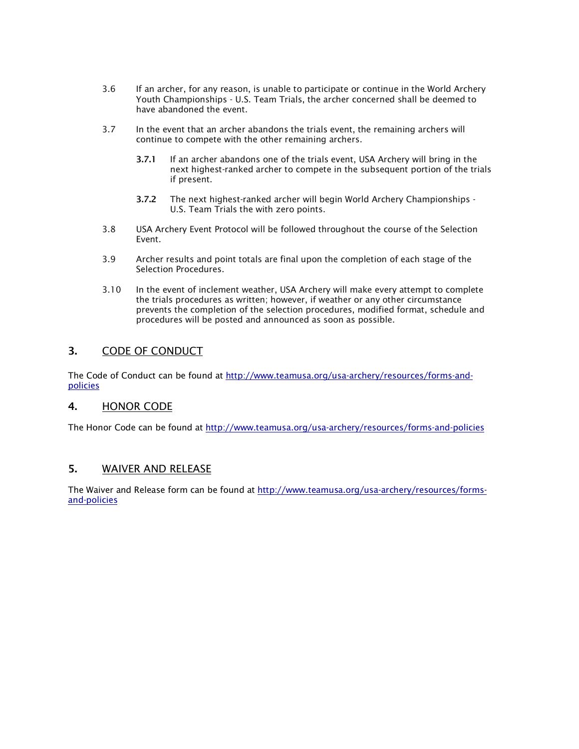3.6 If an archer, for any reason, is unable to participate or continue in the World Archery Youth Championships - U.S. Team Trials, the archer concerned shall be deemed to have abandoned the event.

3.7 In the event that an archer abandons the trials event, the remaining archers will continue to compete with the other remaining archers.

**3.7.1** If an archer abandons one of the trials event, USA Archery will bring in the next highest-ranked archer to compete in the subsequent portion of the trials if present.

**3.7.2** The next highest-ranked archer will begin World Archery Championships - U.S. Team Trials the with zero points.

3.8 USA Archery Event Protocol will be followed throughout the course of the Selection Event.

3.9 Archer results and point totals are final upon the completion of each stage of the Selection Procedures.

3.10 In the event of inclement weather, USA Archery will make every attempt to complete the trials procedures as written; however, if weather or any other circumstance prevents the completion of the selection procedures, modified format, schedule and procedures will be posted and announced as soon as possible.

## 3. CODE OF CONDUCT

The Code of Conduct can be found at [http://www.teamusa.org/usa-archery/resources/forms-and-policies](http://www.teamusa.org/usa-archery/resources/forms-and-policies)

## 4. HONOR CODE

The Honor Code can be found at [http://www.teamusa.org/usa-archery/resources/forms-and-policies](http://www.teamusa.org/usa-archery/resources/forms-and-policies)

## 5. WAIVER AND RELEASE

The Waiver and Release form can be found at [http://www.teamusa.org/usa-archery/resources/forms-and-policies](http://www.teamusa.org/usa-archery/resources/forms-and-policies)